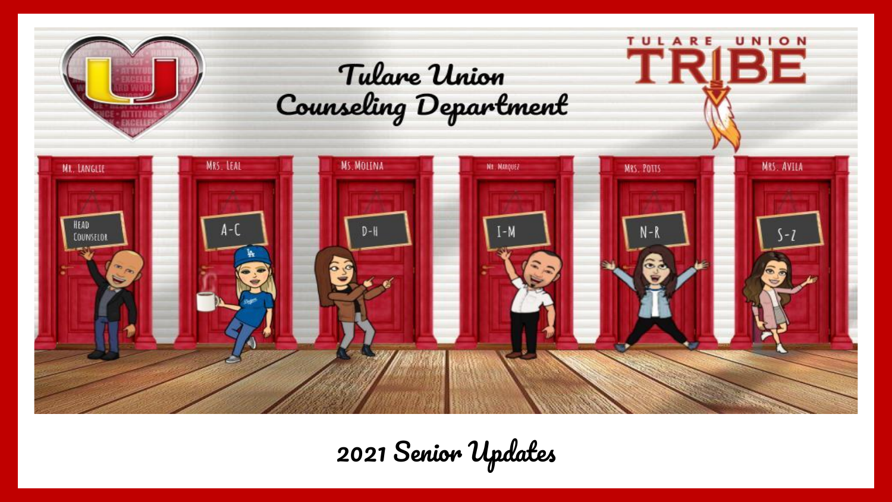# Tulare Union Counseling Department

TULARE UNION TRIBE

| Mr. Langlie | Mrs. Leal | Ms. Molina | Mr. Marquez | Mrs. Potts | Mrs. Avila |
|---|---|---|---|---|---|
| Head Counselor | A-C | D-H | I-M | N-R | S-Z |

## 2021 Senior Updates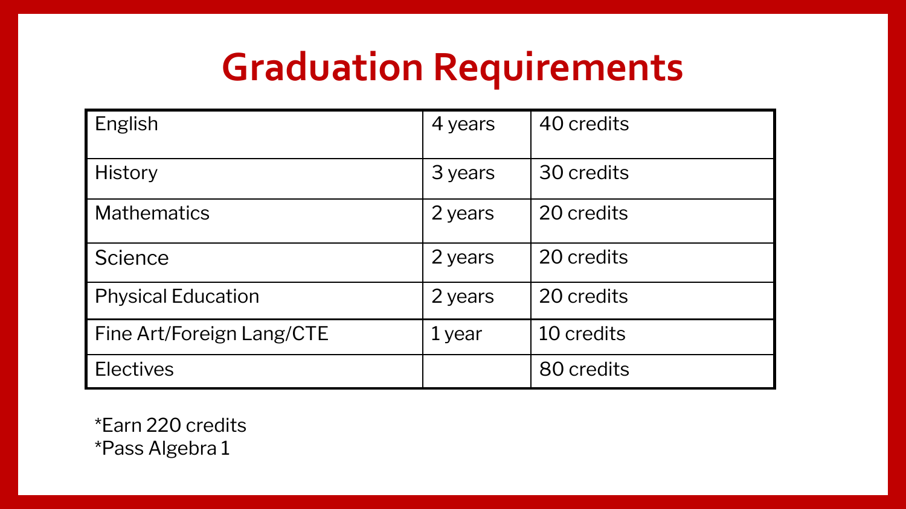# Graduation Requirements

| | | |
|---|---|---|
| English | 4 years | 40 credits |
| History | 3 years | 30 credits |
| Mathematics | 2 years | 20 credits |
| Science | 2 years | 20 credits |
| Physical Education | 2 years | 20 credits |
| Fine Art/Foreign Lang/CTE | 1 year | 10 credits |
| Electives | | 80 credits |

*Earn 220 credits
*Pass Algebra 1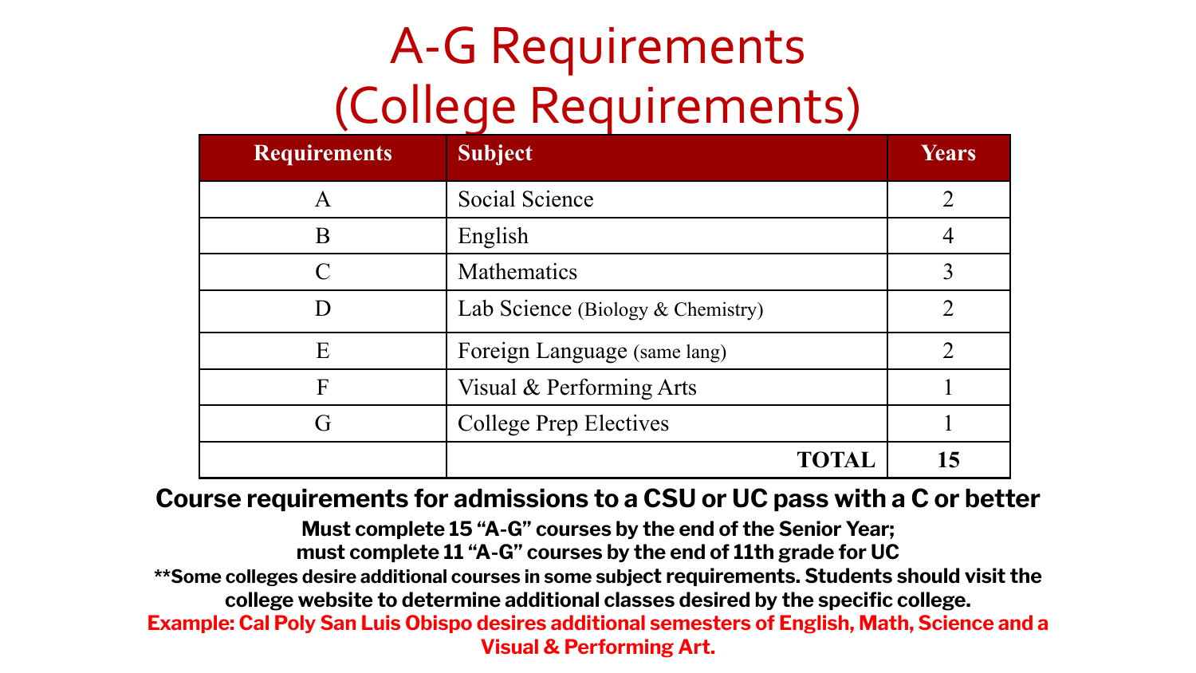# A-G Requirements (College Requirements)

| Requirements | Subject | Years |
| --- | --- | --- |
| A | Social Science | 2 |
| B | English | 4 |
| C | Mathematics | 3 |
| D | Lab Science (Biology & Chemistry) | 2 |
| E | Foreign Language (same lang) | 2 |
| F | Visual & Performing Arts | 1 |
| G | College Prep Electives | 1 |
| | **TOTAL** | **15** |

**Course requirements for admissions to a CSU or UC pass with a C or better**

**Must complete 15 "A-G" courses by the end of the Senior Year; must complete 11 "A-G" courses by the end of 11th grade for UC**

**\*\*Some colleges desire additional courses in some subject requirements. Students should visit the college website to determine additional classes desired by the specific college.**

**Example: Cal Poly San Luis Obispo desires additional semesters of English, Math, Science and a Visual & Performing Art.**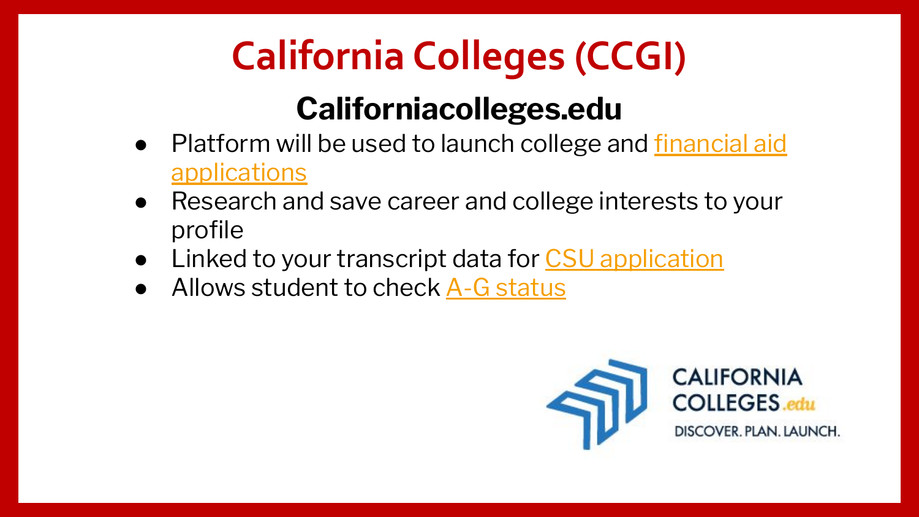# California Colleges (CCGI)

## Californiacolleges.edu

- Platform will be used to launch college and financial aid applications
- Research and save career and college interests to your profile
- Linked to your transcript data for CSU application
- Allows student to check A-G status

CALIFORNIA COLLEGES.edu

DISCOVER. PLAN. LAUNCH.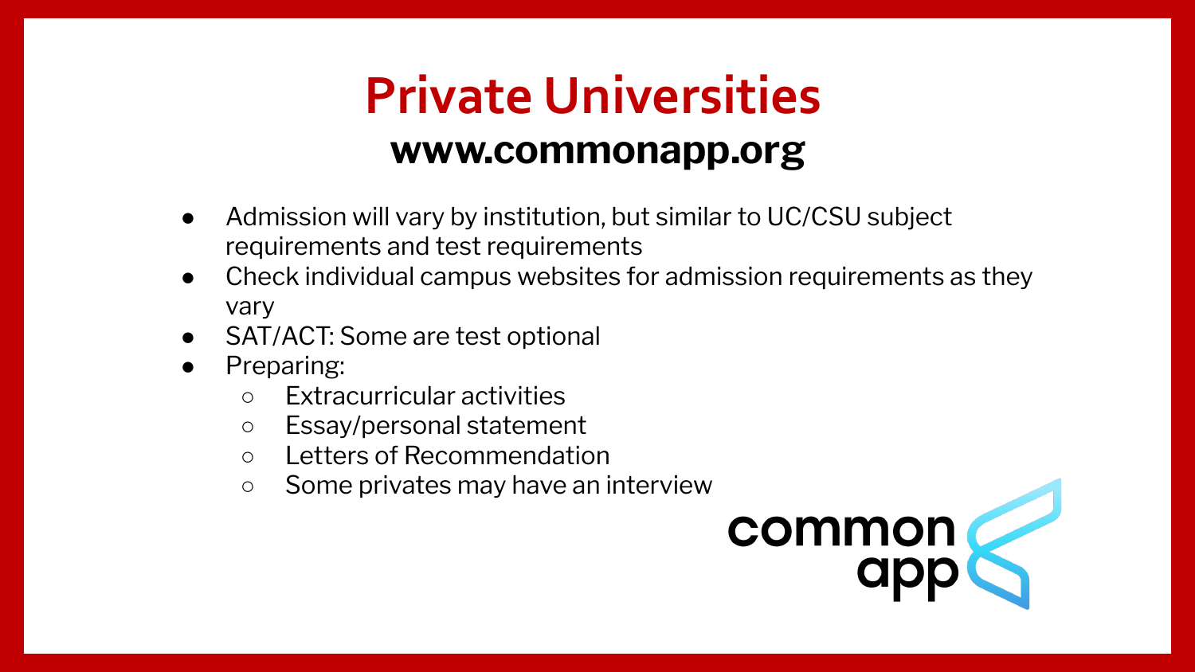# Private Universities

## www.commonapp.org

- Admission will vary by institution, but similar to UC/CSU subject requirements and test requirements
- Check individual campus websites for admission requirements as they vary
- SAT/ACT: Some are test optional
- Preparing:
  - Extracurricular activities
  - Essay/personal statement
  - Letters of Recommendation
  - Some privates may have an interview

common app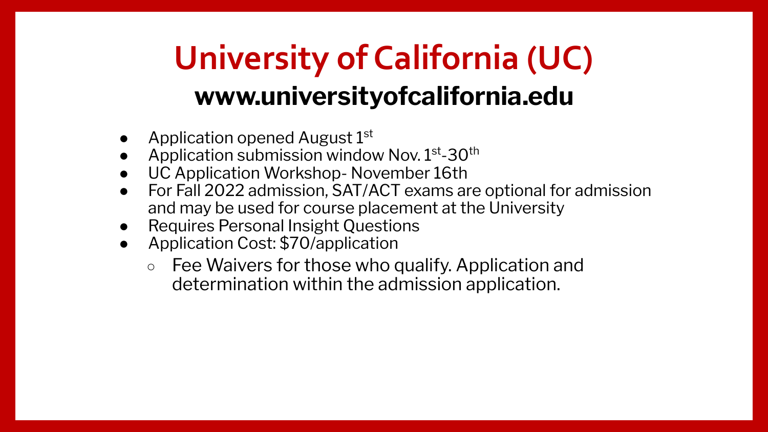# University of California (UC)

## www.universityofcalifornia.edu

- Application opened August 1st
- Application submission window Nov. 1st-30th
- UC Application Workshop- November 16th
- For Fall 2022 admission, SAT/ACT exams are optional for admission and may be used for course placement at the University
- Requires Personal Insight Questions
- Application Cost: $70/application
  - Fee Waivers for those who qualify. Application and determination within the admission application.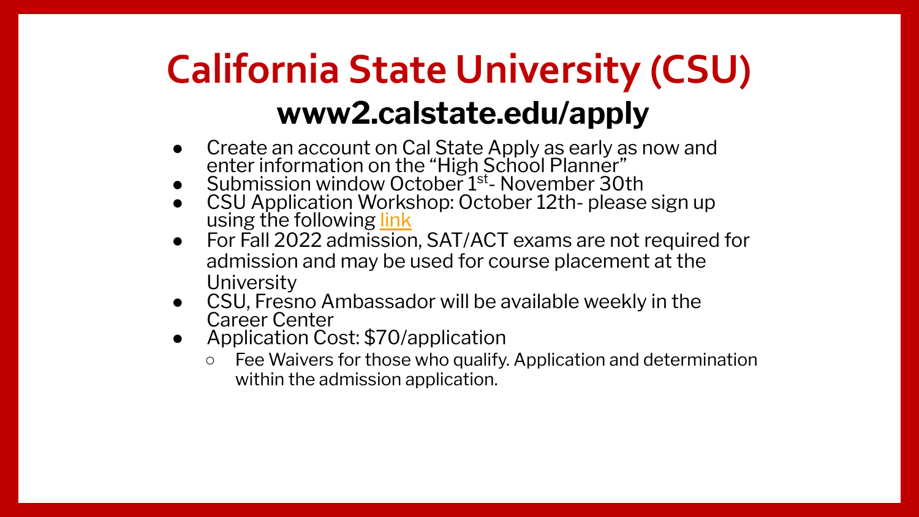# California State University (CSU)

## www2.calstate.edu/apply

- Create an account on Cal State Apply as early as now and enter information on the "High School Planner"
- Submission window October 1st- November 30th
- CSU Application Workshop: October 12th- please sign up using the following link
- For Fall 2022 admission, SAT/ACT exams are not required for admission and may be used for course placement at the University
- CSU, Fresno Ambassador will be available weekly in the Career Center
- Application Cost: $70/application
  - Fee Waivers for those who qualify. Application and determination within the admission application.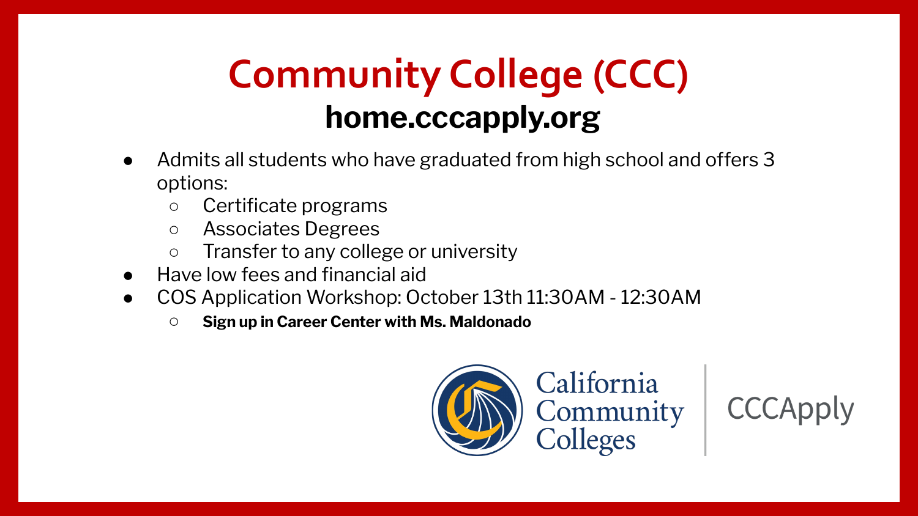# Community College (CCC)

## home.cccapply.org

- Admits all students who have graduated from high school and offers 3 options:
  - Certificate programs
  - Associates Degrees
  - Transfer to any college or university
- Have low fees and financial aid
- COS Application Workshop: October 13th 11:30AM - 12:30AM
  - **Sign up in Career Center with Ms. Maldonado**

California Community Colleges | CCCApply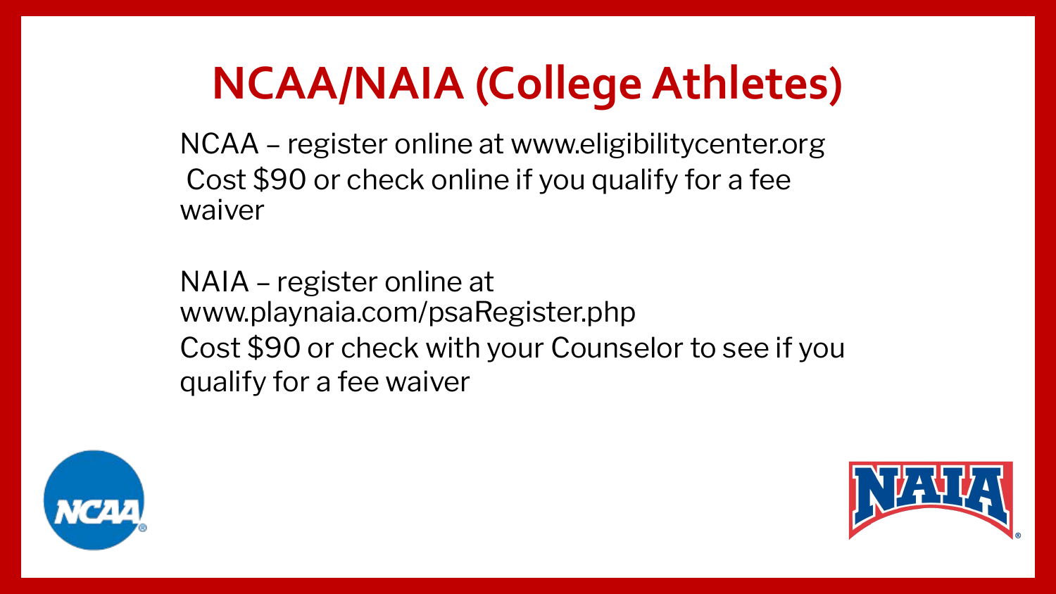# NCAA/NAIA (College Athletes)

NCAA – register online at www.eligibilitycenter.org
Cost $90 or check online if you qualify for a fee waiver

NAIA – register online at www.playnaia.com/psaRegister.php
Cost $90 or check with your Counselor to see if you qualify for a fee waiver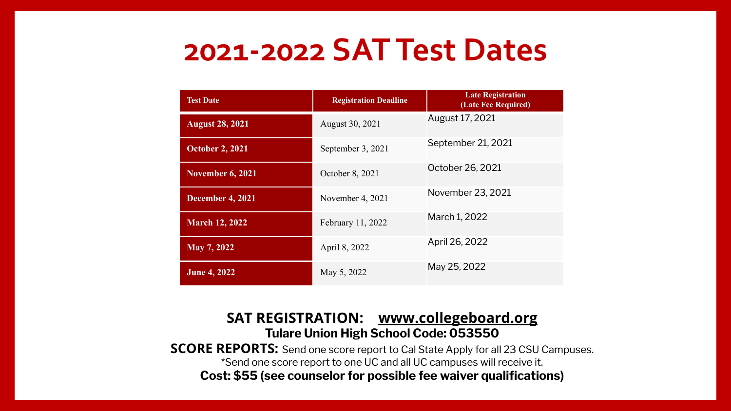# 2021-2022 SAT Test Dates

| Test Date | Registration Deadline | Late Registration (Late Fee Required) |
|---|---|---|
| **August 28, 2021** | August 30, 2021 | August 17, 2021 |
| **October 2, 2021** | September 3, 2021 | September 21, 2021 |
| **November 6, 2021** | October 8, 2021 | October 26, 2021 |
| **December 4, 2021** | November 4, 2021 | November 23, 2021 |
| **March 12, 2022** | February 11, 2022 | March 1, 2022 |
| **May 7, 2022** | April 8, 2022 | April 26, 2022 |
| **June 4, 2022** | May 5, 2022 | May 25, 2022 |

**SAT REGISTRATION: www.collegeboard.org**

**Tulare Union High School Code: 053550**

**SCORE REPORTS:** Send one score report to Cal State Apply for all 23 CSU Campuses.

*Send one score report to one UC and all UC campuses will receive it.

**Cost: $55 (see counselor for possible fee waiver qualifications)**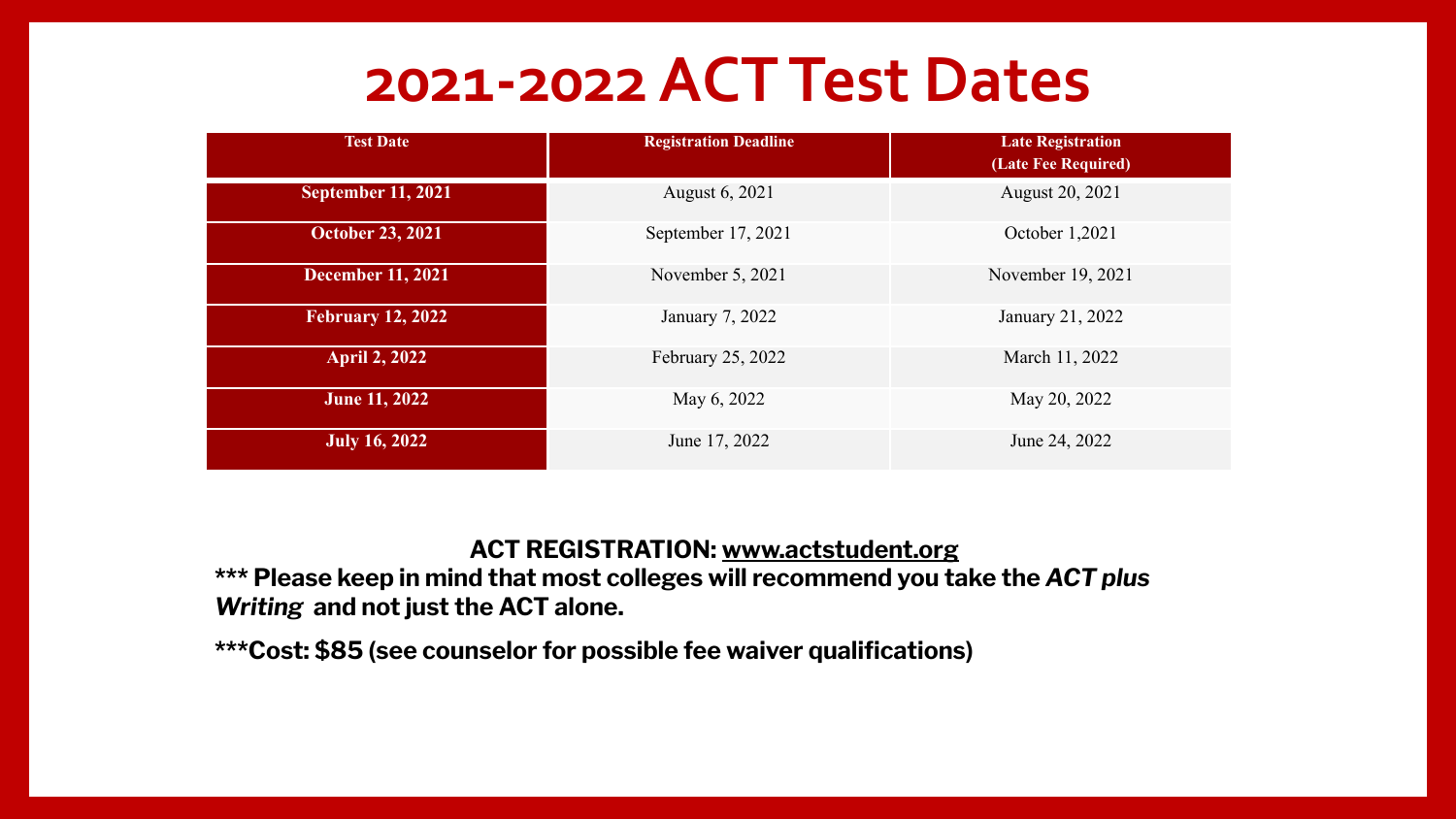# 2021-2022 ACT Test Dates

| Test Date | Registration Deadline | Late Registration (Late Fee Required) |
|---|---|---|
| **September 11, 2021** | August 6, 2021 | August 20, 2021 |
| **October 23, 2021** | September 17, 2021 | October 1,2021 |
| **December 11, 2021** | November 5, 2021 | November 19, 2021 |
| **February 12, 2022** | January 7, 2022 | January 21, 2022 |
| **April 2, 2022** | February 25, 2022 | March 11, 2022 |
| **June 11, 2022** | May 6, 2022 | May 20, 2022 |
| **July 16, 2022** | June 17, 2022 | June 24, 2022 |

**ACT REGISTRATION: www.actstudent.org**

**\*\*\* Please keep in mind that most colleges will recommend you take the *ACT plus Writing* and not just the ACT alone.**

**\*\*\*Cost: $85 (see counselor for possible fee waiver qualifications)**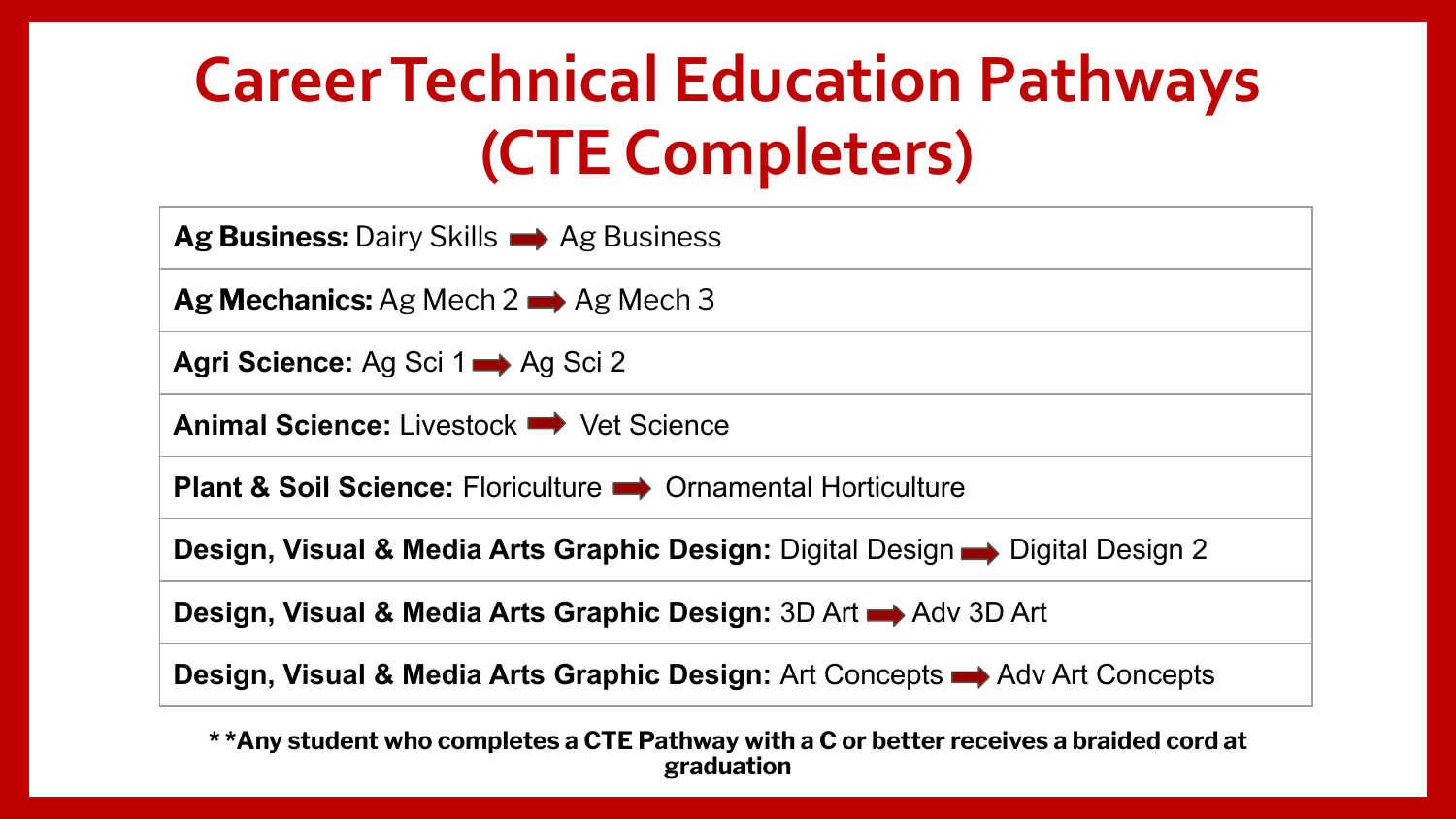# Career Technical Education Pathways (CTE Completers)

| |
|---|
| **Ag Business:** Dairy Skills ➡ Ag Business |
| **Ag Mechanics:** Ag Mech 2 ➡ Ag Mech 3 |
| **Agri Science:** Ag Sci 1 ➡ Ag Sci 2 |
| **Animal Science:** Livestock ➡ Vet Science |
| **Plant & Soil Science:** Floriculture ➡ Ornamental Horticulture |
| **Design, Visual & Media Arts Graphic Design:** Digital Design ➡ Digital Design 2 |
| **Design, Visual & Media Arts Graphic Design:** 3D Art ➡ Adv 3D Art |
| **Design, Visual & Media Arts Graphic Design:** Art Concepts ➡ Adv Art Concepts |

**\* *Any student who completes a CTE Pathway with a C or better receives a braided cord at graduation**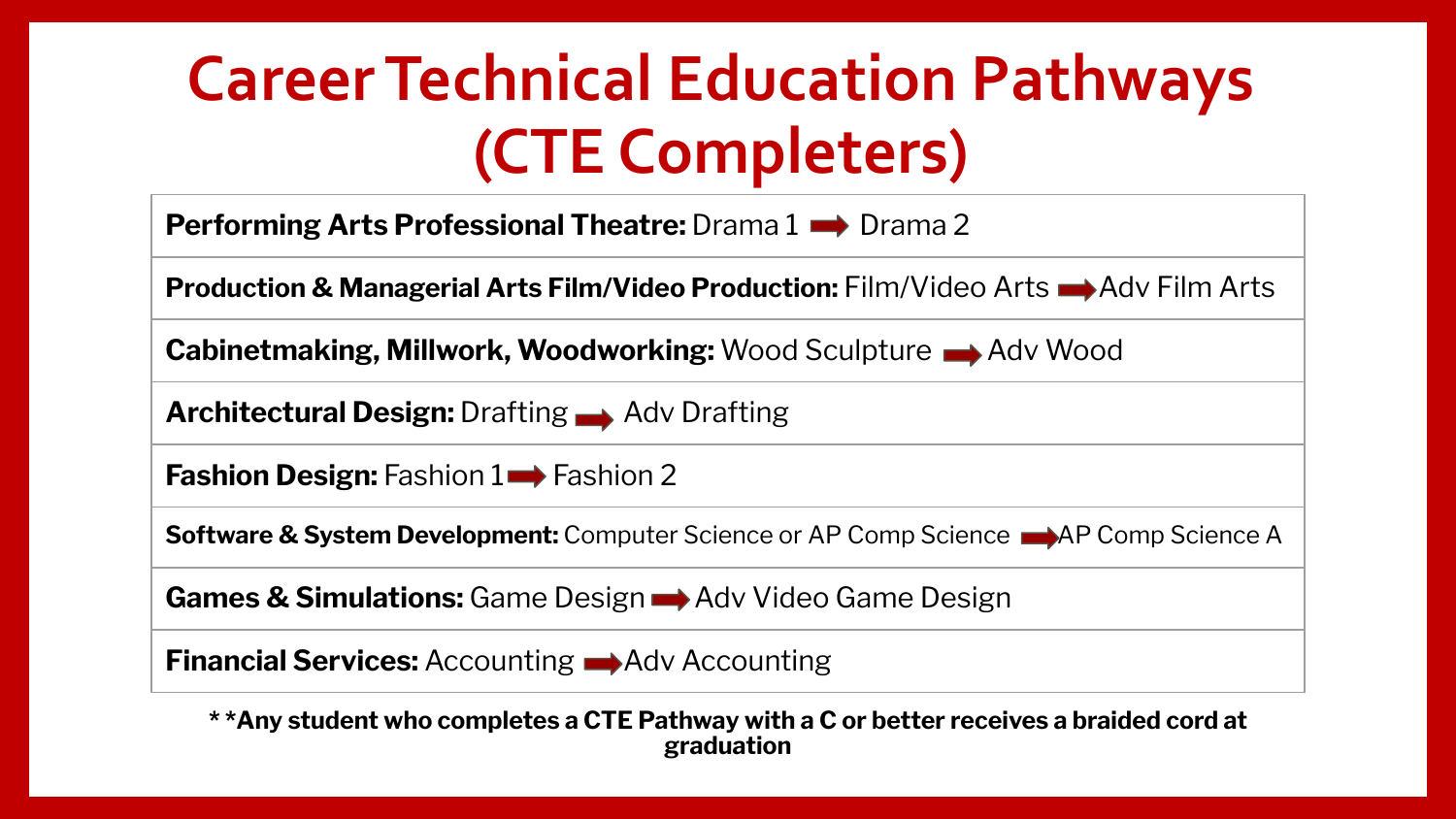# Career Technical Education Pathways (CTE Completers)

| |
|---|
| **Performing Arts Professional Theatre:** Drama 1 ➡ Drama 2 |
| **Production & Managerial Arts Film/Video Production:** Film/Video Arts ➡ Adv Film Arts |
| **Cabinetmaking, Millwork, Woodworking:** Wood Sculpture ➡ Adv Wood |
| **Architectural Design:** Drafting ➡ Adv Drafting |
| **Fashion Design:** Fashion 1 ➡ Fashion 2 |
| **Software & System Development:** Computer Science or AP Comp Science ➡ AP Comp Science A |
| **Games & Simulations:** Game Design ➡ Adv Video Game Design |
| **Financial Services:** Accounting ➡ Adv Accounting |

**\*\*Any student who completes a CTE Pathway with a C or better receives a braided cord at graduation**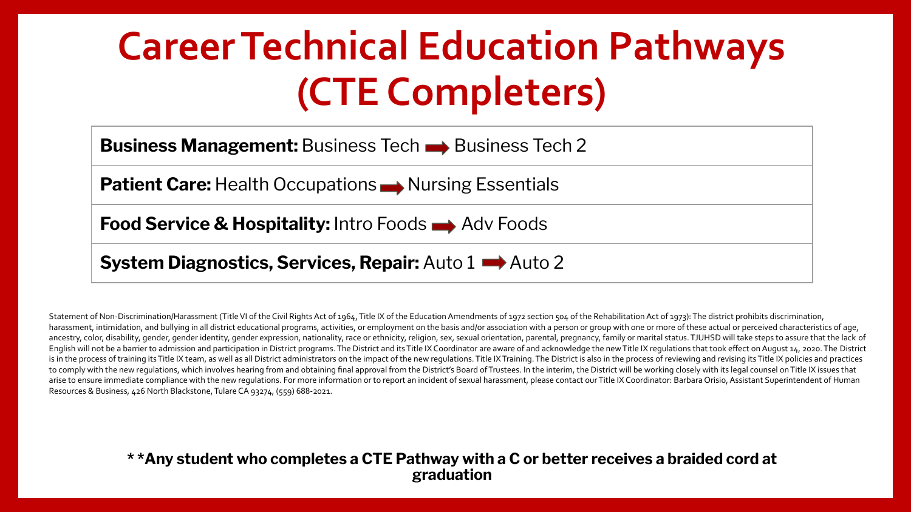# Career Technical Education Pathways (CTE Completers)

**Business Management:** Business Tech → Business Tech 2

**Patient Care:** Health Occupations → Nursing Essentials

**Food Service & Hospitality:** Intro Foods → Adv Foods

**System Diagnostics, Services, Repair:** Auto 1 → Auto 2

Statement of Non-Discrimination/Harassment (Title VI of the Civil Rights Act of 1964, Title IX of the Education Amendments of 1972 section 504 of the Rehabilitation Act of 1973): The district prohibits discrimination, harassment, intimidation, and bullying in all district educational programs, activities, or employment on the basis and/or association with a person or group with one or more of these actual or perceived characteristics of age, ancestry, color, disability, gender, gender identity, gender expression, nationality, race or ethnicity, religion, sex, sexual orientation, parental, pregnancy, family or marital status. TJUHSD will take steps to assure that the lack of English will not be a barrier to admission and participation in District programs. The District and its Title IX Coordinator are aware of and acknowledge the new Title IX regulations that took effect on August 14, 2020. The District is in the process of training its Title IX team, as well as all District administrators on the impact of the new regulations. Title IX Training. The District is also in the process of reviewing and revising its Title IX policies and practices to comply with the new regulations, which involves hearing from and obtaining final approval from the District's Board of Trustees. In the interim, the District will be working closely with its legal counsel on Title IX issues that arise to ensure immediate compliance with the new regulations. For more information or to report an incident of sexual harassment, please contact our Title IX Coordinator: Barbara Orisio, Assistant Superintendent of Human Resources & Business, 426 North Blackstone, Tulare CA 93274, (559) 688-2021.

**\*\*Any student who completes a CTE Pathway with a C or better receives a braided cord at graduation**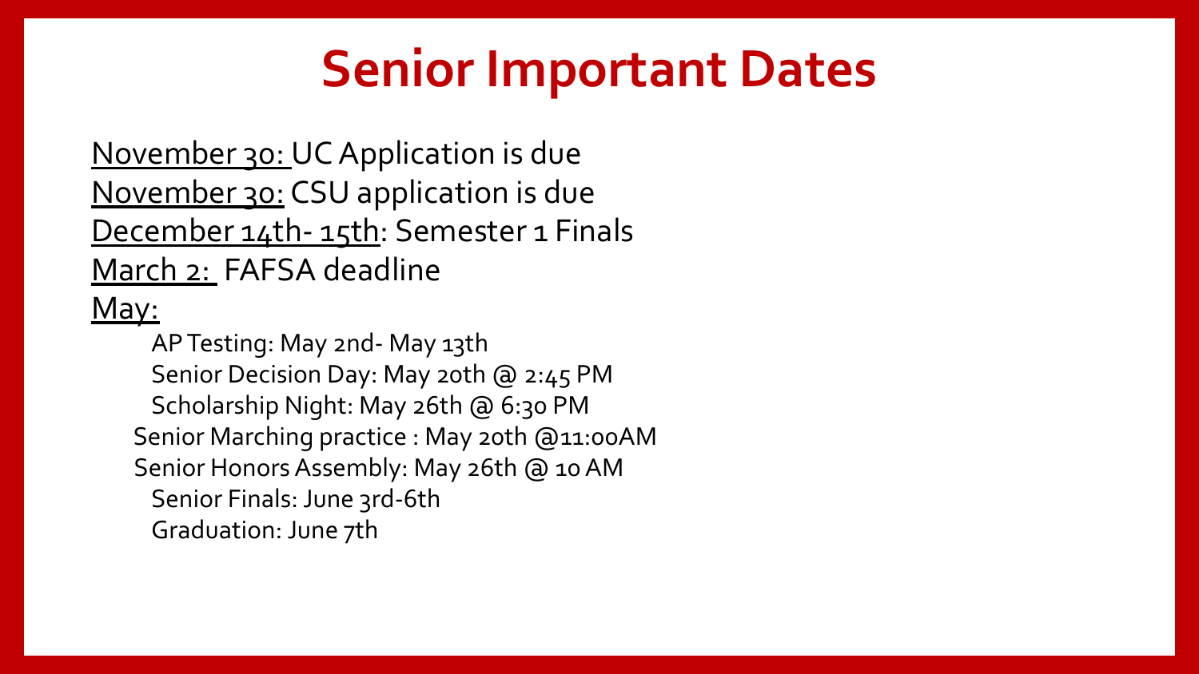# Senior Important Dates

<u>November 30:</u> UC Application is due
<u>November 30:</u> CSU application is due
<u>December 14th- 15th</u>: Semester 1 Finals
<u>March 2:</u> FAFSA deadline
<u>May:</u>

- AP Testing: May 2nd- May 13th
- Senior Decision Day: May 20th @ 2:45 PM
- Scholarship Night: May 26th @ 6:30 PM
- Senior Marching practice : May 20th @11:00AM
- Senior Honors Assembly: May 26th @ 10 AM
- Senior Finals: June 3rd-6th
- Graduation: June 7th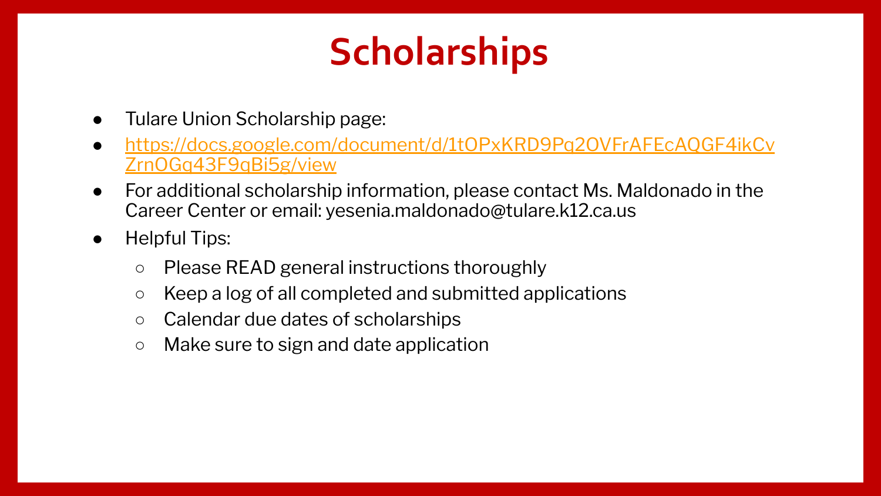# Scholarships

- Tulare Union Scholarship page:
- https://docs.google.com/document/d/1tOPxKRD9Pq2OVFrAFEcAQGF4ikCvZrnOGq43F9qBi5g/view
- For additional scholarship information, please contact Ms. Maldonado in the Career Center or email: yesenia.maldonado@tulare.k12.ca.us
- Helpful Tips:
  - Please READ general instructions thoroughly
  - Keep a log of all completed and submitted applications
  - Calendar due dates of scholarships
  - Make sure to sign and date application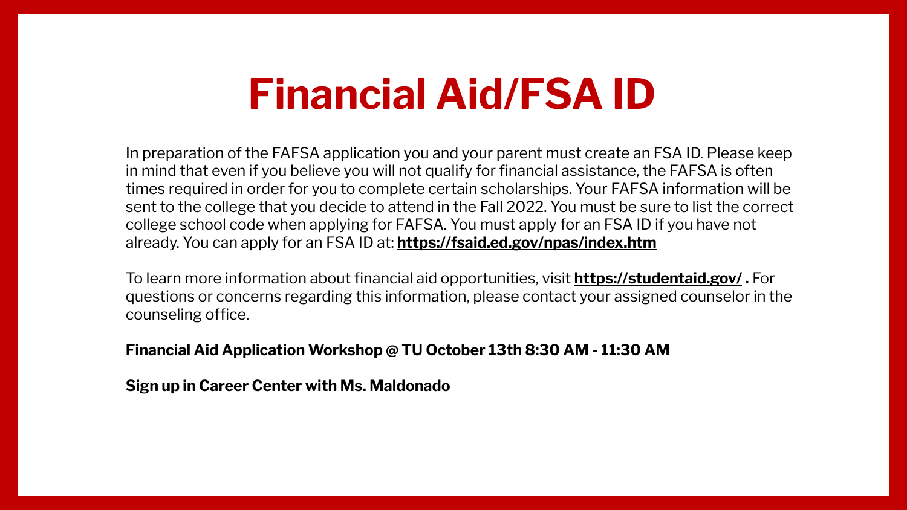# Financial Aid/FSA ID

In preparation of the FAFSA application you and your parent must create an FSA ID. Please keep in mind that even if you believe you will not qualify for financial assistance, the FAFSA is often times required in order for you to complete certain scholarships. Your FAFSA information will be sent to the college that you decide to attend in the Fall 2022. You must be sure to list the correct college school code when applying for FAFSA. You must apply for an FSA ID if you have not already. You can apply for an FSA ID at: **https://fsaid.ed.gov/npas/index.htm**

To learn more information about financial aid opportunities, visit **https://studentaid.gov/ .** For questions or concerns regarding this information, please contact your assigned counselor in the counseling office.

**Financial Aid Application Workshop @ TU October 13th 8:30 AM - 11:30 AM**

**Sign up in Career Center with Ms. Maldonado**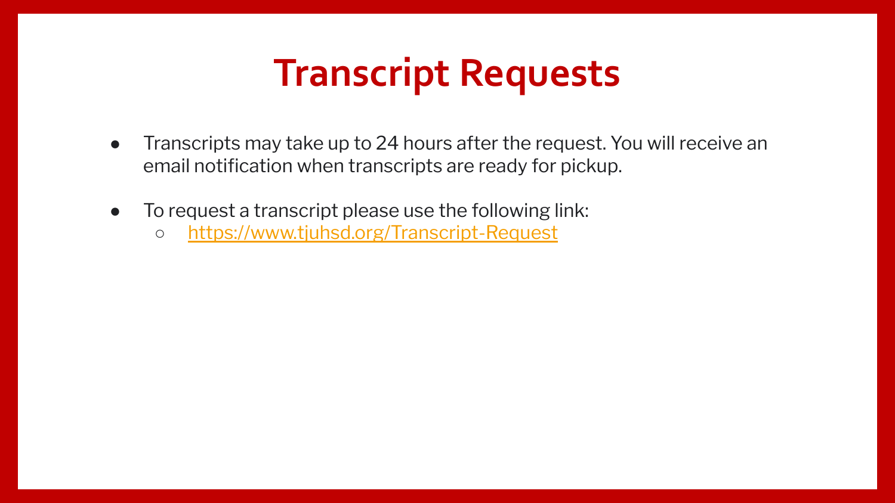# Transcript Requests

- Transcripts may take up to 24 hours after the request. You will receive an email notification when transcripts are ready for pickup.
- To request a transcript please use the following link:
  - [https://www.tjuhsd.org/Transcript-Request](https://www.tjuhsd.org/Transcript-Request)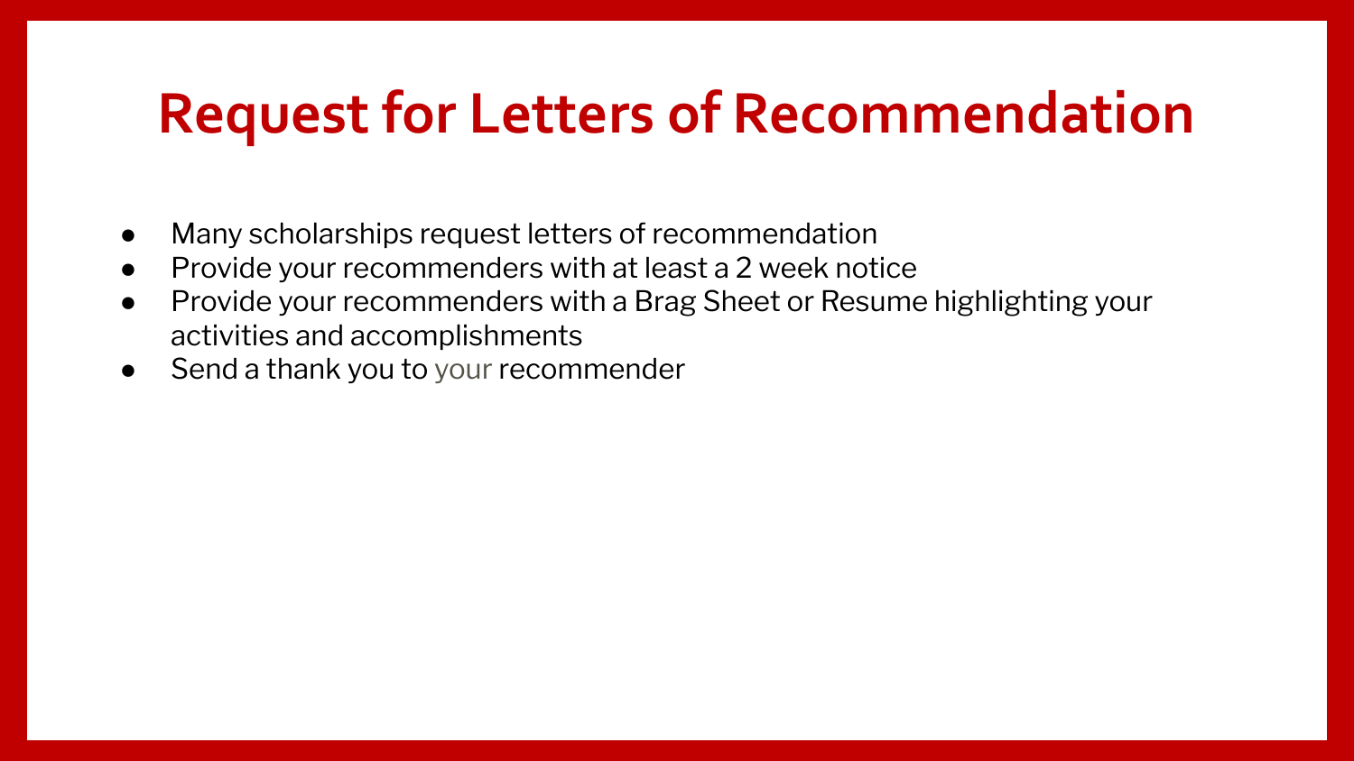# Request for Letters of Recommendation

- Many scholarships request letters of recommendation
- Provide your recommenders with at least a 2 week notice
- Provide your recommenders with a Brag Sheet or Resume highlighting your activities and accomplishments
- Send a thank you to your recommender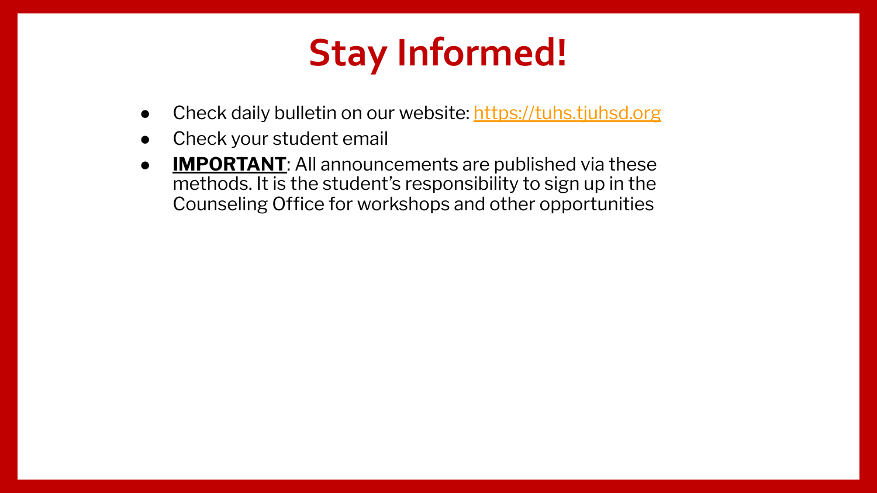# Stay Informed!

- Check daily bulletin on our website: [https://tuhs.tjuhsd.org](https://tuhs.tjuhsd.org)
- Check your student email
- **IMPORTANT**: All announcements are published via these methods. It is the student's responsibility to sign up in the Counseling Office for workshops and other opportunities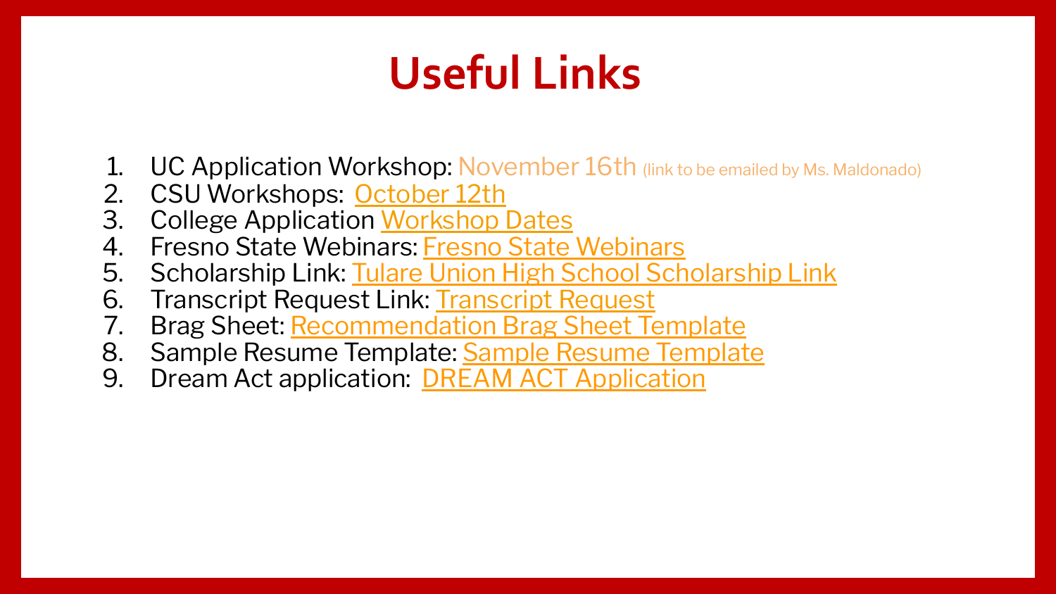# Useful Links

1. UC Application Workshop: November 16th (link to be emailed by Ms. Maldonado)
2. CSU Workshops: October 12th
3. College Application Workshop Dates
4. Fresno State Webinars: Fresno State Webinars
5. Scholarship Link: Tulare Union High School Scholarship Link
6. Transcript Request Link: Transcript Request
7. Brag Sheet: Recommendation Brag Sheet Template
8. Sample Resume Template: Sample Resume Template
9. Dream Act application: DREAM ACT Application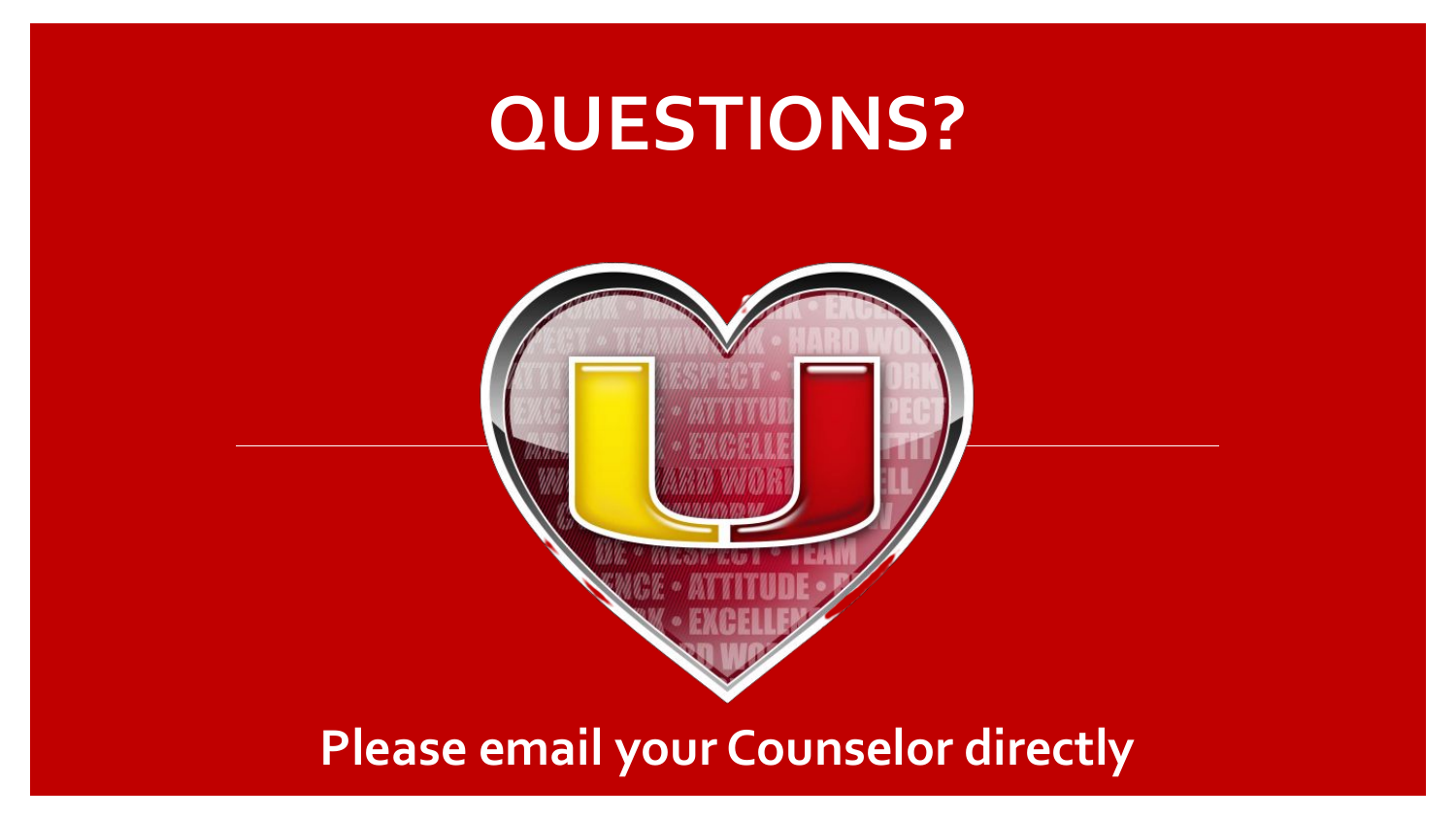# QUESTIONS?

**Please email your Counselor directly**